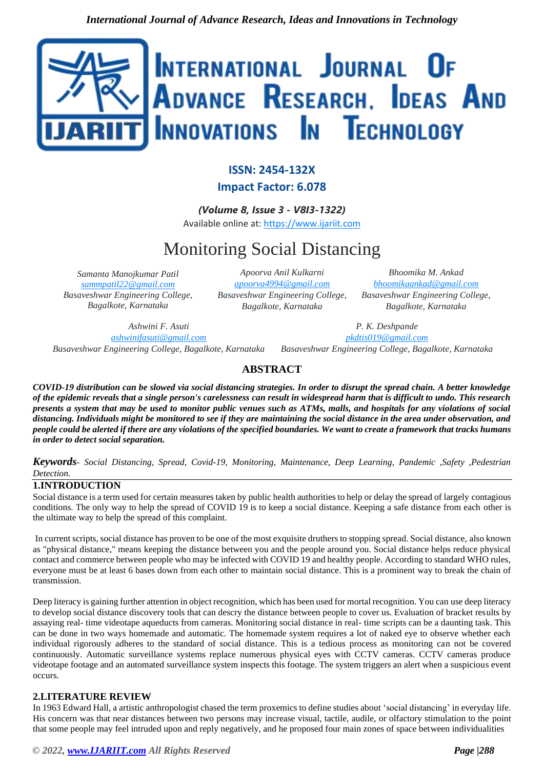**ISSN: 2454-132X**

**Impact Factor: 6.078**

*(Volume 8, Issue 3 - V8I3-1322)*

Available online at: https://www.ijariit.com

# Monitoring Social Distancing

*Samanta Manojkumar Patil*
sammpatil22@gmail.com
*Basaveshwar Engineering College, Bagalkote, Karnataka*

*Apoorva Anil Kulkarni*
apoorva4994@gmail.com
*Basaveshwar Engineering College, Bagalkote, Karnataka*

*Bhoomika M. Ankad*
bhoomikaankad@gmail.com
*Basaveshwar Engineering College, Bagalkote, Karnataka*

*Ashwini F. Asuti*
ashwinifasuti@gmail.com
*Basaveshwar Engineering College, Bagalkote, Karnataka*

*P. K. Deshpande*
pkdtis019@gmail.com
*Basaveshwar Engineering College, Bagalkote, Karnataka*

## ABSTRACT

***COVID-19 distribution can be slowed via social distancing strategies. In order to disrupt the spread chain. A better knowledge of the epidemic reveals that a single person's carelessness can result in widespread harm that is difficult to undo. This research presents a system that may be used to monitor public venues such as ATMs, malls, and hospitals for any violations of social distancing. Individuals might be monitored to see if they are maintaining the social distance in the area under observation, and people could be alerted if there are any violations of the specified boundaries. We want to create a framework that tracks humans in order to detect social separation.***

***Keywords****- Social Distancing, Spread, Covid-19, Monitoring, Maintenance, Deep Learning, Pandemic ,Safety ,Pedestrian Detection.*

## 1.INTRODUCTION

Social distance is a term used for certain measures taken by public health authorities to help or delay the spread of largely contagious conditions. The only way to help the spread of COVID 19 is to keep a social distance. Keeping a safe distance from each other is the ultimate way to help the spread of this complaint.

In current scripts, social distance has proven to be one of the most exquisite druthers to stopping spread. Social distance, also known as "physical distance," means keeping the distance between you and the people around you. Social distance helps reduce physical contact and commerce between people who may be infected with COVID 19 and healthy people. According to standard WHO rules, everyone must be at least 6 bases down from each other to maintain social distance. This is a prominent way to break the chain of transmission.

Deep literacy is gaining further attention in object recognition, which has been used for mortal recognition. You can use deep literacy to develop social distance discovery tools that can descry the distance between people to cover us. Evaluation of bracket results by assaying real- time videotape aqueducts from cameras. Monitoring social distance in real- time scripts can be a daunting task. This can be done in two ways homemade and automatic. The homemade system requires a lot of naked eye to observe whether each individual rigorously adheres to the standard of social distance. This is a tedious process as monitoring can not be covered continuously. Automatic surveillance systems replace numerous physical eyes with CCTV cameras. CCTV cameras produce videotape footage and an automated surveillance system inspects this footage. The system triggers an alert when a suspicious event occurs.

## 2.LITERATURE REVIEW

In 1963 Edward Hall, a artistic anthropologist chased the term proxemics to define studies about 'social distancing' in everyday life. His concern was that near distances between two persons may increase visual, tactile, audile, or olfactory stimulation to the point that some people may feel intruded upon and reply negatively, and he proposed four main zones of space between individualities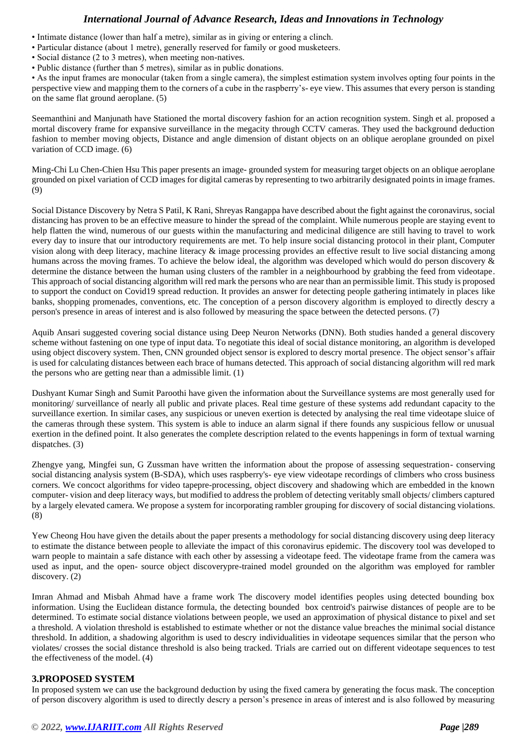- Intimate distance (lower than half a metre), similar as in giving or entering a clinch.
- Particular distance (about 1 metre), generally reserved for family or good musketeers.
- Social distance (2 to 3 metres), when meeting non-natives.
- Public distance (further than 5 metres), similar as in public donations.
- As the input frames are monocular (taken from a single camera), the simplest estimation system involves opting four points in the perspective view and mapping them to the corners of a cube in the raspberry's- eye view. This assumes that every person is standing on the same flat ground aeroplane. (5)

Seemanthini and Manjunath have Stationed the mortal discovery fashion for an action recognition system. Singh et al. proposed a mortal discovery frame for expansive surveillance in the megacity through CCTV cameras. They used the background deduction fashion to member moving objects, Distance and angle dimension of distant objects on an oblique aeroplane grounded on pixel variation of CCD image. (6)

Ming-Chi Lu Chen-Chien Hsu This paper presents an image- grounded system for measuring target objects on an oblique aeroplane grounded on pixel variation of CCD images for digital cameras by representing to two arbitrarily designated points in image frames. (9)

Social Distance Discovery by Netra S Patil, K Rani, Shreyas Rangappa have described about the fight against the coronavirus, social distancing has proven to be an effective measure to hinder the spread of the complaint. While numerous people are staying event to help flatten the wind, numerous of our guests within the manufacturing and medicinal diligence are still having to travel to work every day to insure that our introductory requirements are met. To help insure social distancing protocol in their plant, Computer vision along with deep literacy, machine literacy & image processing provides an effective result to live social distancing among humans across the moving frames. To achieve the below ideal, the algorithm was developed which would do person discovery & determine the distance between the human using clusters of the rambler in a neighbourhood by grabbing the feed from videotape. This approach of social distancing algorithm will red mark the persons who are near than an permissible limit. This study is proposed to support the conduct on Covid19 spread reduction. It provides an answer for detecting people gathering intimately in places like banks, shopping promenades, conventions, etc. The conception of a person discovery algorithm is employed to directly descry a person's presence in areas of interest and is also followed by measuring the space between the detected persons. (7)

Aquib Ansari suggested covering social distance using Deep Neuron Networks (DNN). Both studies handed a general discovery scheme without fastening on one type of input data. To negotiate this ideal of social distance monitoring, an algorithm is developed using object discovery system. Then, CNN grounded object sensor is explored to descry mortal presence. The object sensor's affair is used for calculating distances between each brace of humans detected. This approach of social distancing algorithm will red mark the persons who are getting near than a admissible limit. (1)

Dushyant Kumar Singh and Sumit Paroothi have given the information about the Surveillance systems are most generally used for monitoring/ surveillance of nearly all public and private places. Real time gesture of these systems add redundant capacity to the surveillance exertion. In similar cases, any suspicious or uneven exertion is detected by analysing the real time videotape sluice of the cameras through these system. This system is able to induce an alarm signal if there founds any suspicious fellow or unusual exertion in the defined point. It also generates the complete description related to the events happenings in form of textual warning dispatches. (3)

Zhengye yang, Mingfei sun, G Zussman have written the information about the propose of assessing sequestration- conserving social distancing analysis system (B-SDA), which uses raspberry's- eye view videotape recordings of climbers who cross business corners. We concoct algorithms for video tapepre-processing, object discovery and shadowing which are embedded in the known computer- vision and deep literacy ways, but modified to address the problem of detecting veritably small objects/ climbers captured by a largely elevated camera. We propose a system for incorporating rambler grouping for discovery of social distancing violations. (8)

Yew Cheong Hou have given the details about the paper presents a methodology for social distancing discovery using deep literacy to estimate the distance between people to alleviate the impact of this coronavirus epidemic. The discovery tool was developed to warn people to maintain a safe distance with each other by assessing a videotape feed. The videotape frame from the camera was used as input, and the open- source object discoverypre-trained model grounded on the algorithm was employed for rambler discovery. (2)

Imran Ahmad and Misbah Ahmad have a frame work The discovery model identifies peoples using detected bounding box information. Using the Euclidean distance formula, the detecting bounded box centroid's pairwise distances of people are to be determined. To estimate social distance violations between people, we used an approximation of physical distance to pixel and set a threshold. A violation threshold is established to estimate whether or not the distance value breaches the minimal social distance threshold. In addition, a shadowing algorithm is used to descry individualities in videotape sequences similar that the person who violates/ crosses the social distance threshold is also being tracked. Trials are carried out on different videotape sequences to test the effectiveness of the model. (4)

## 3.PROPOSED SYSTEM

In proposed system we can use the background deduction by using the fixed camera by generating the focus mask. The conception of person discovery algorithm is used to directly descry a person's presence in areas of interest and is also followed by measuring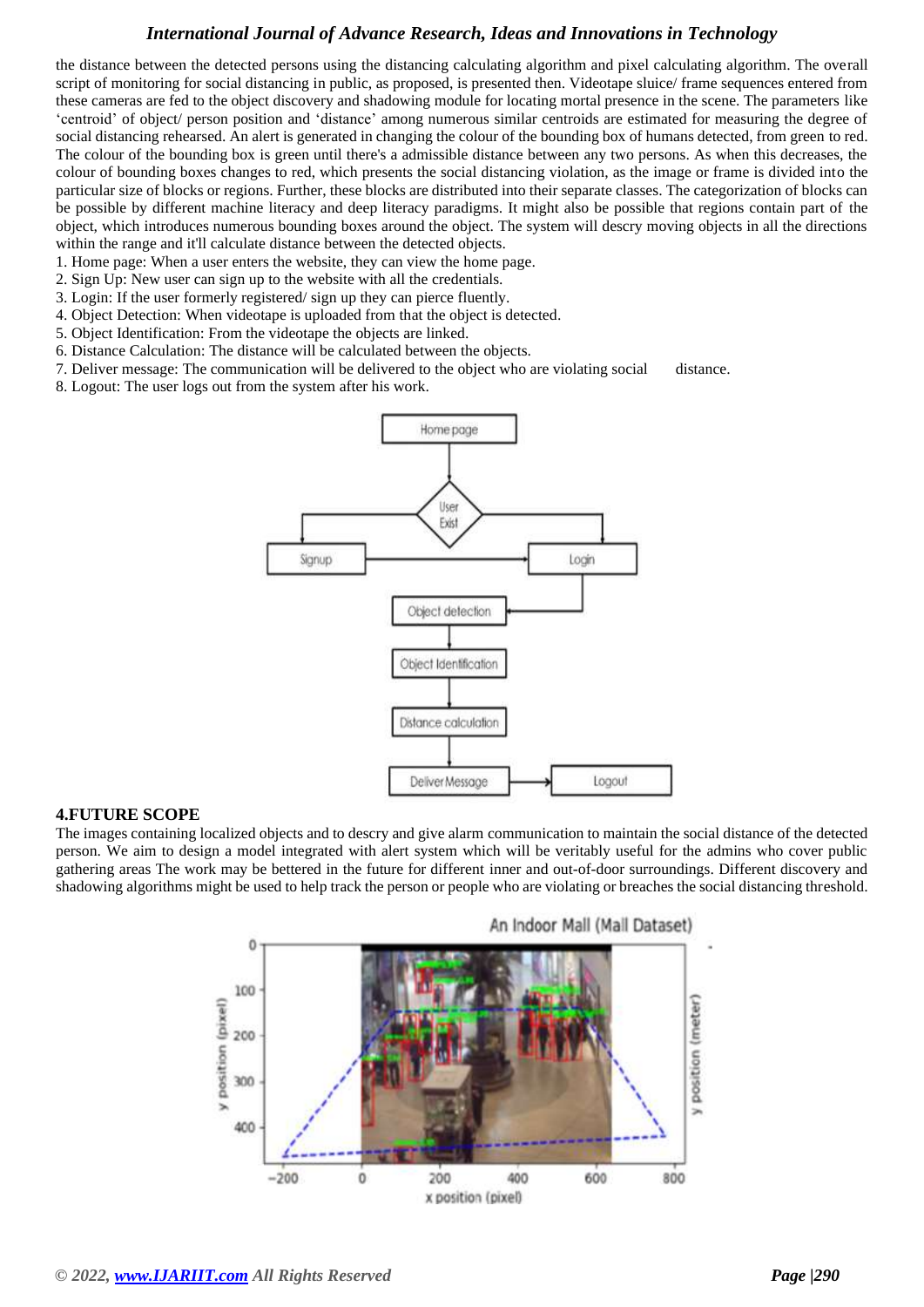the distance between the detected persons using the distancing calculating algorithm and pixel calculating algorithm. The overall script of monitoring for social distancing in public, as proposed, is presented then. Videotape sluice/ frame sequences entered from these cameras are fed to the object discovery and shadowing module for locating mortal presence in the scene. The parameters like 'centroid' of object/ person position and 'distance' among numerous similar centroids are estimated for measuring the degree of social distancing rehearsed. An alert is generated in changing the colour of the bounding box of humans detected, from green to red. The colour of the bounding box is green until there's a admissible distance between any two persons. As when this decreases, the colour of bounding boxes changes to red, which presents the social distancing violation, as the image or frame is divided into the particular size of blocks or regions. Further, these blocks are distributed into their separate classes. The categorization of blocks can be possible by different machine literacy and deep literacy paradigms. It might also be possible that regions contain part of the object, which introduces numerous bounding boxes around the object. The system will descry moving objects in all the directions within the range and it'll calculate distance between the detected objects.

1. Home page: When a user enters the website, they can view the home page.
2. Sign Up: New user can sign up to the website with all the credentials.
3. Login: If the user formerly registered/ sign up they can pierce fluently.
4. Object Detection: When videotape is uploaded from that the object is detected.
5. Object Identification: From the videotape the objects are linked.
6. Distance Calculation: The distance will be calculated between the objects.
7. Deliver message: The communication will be delivered to the object who are violating social distance.
8. Logout: The user logs out from the system after his work.

## 4.FUTURE SCOPE

The images containing localized objects and to descry and give alarm communication to maintain the social distance of the detected person. We aim to design a model integrated with alert system which will be veritably useful for the admins who cover public gathering areas The work may be bettered in the future for different inner and out-of-door surroundings. Different discovery and shadowing algorithms might be used to help track the person or people who are violating or breaches the social distancing threshold.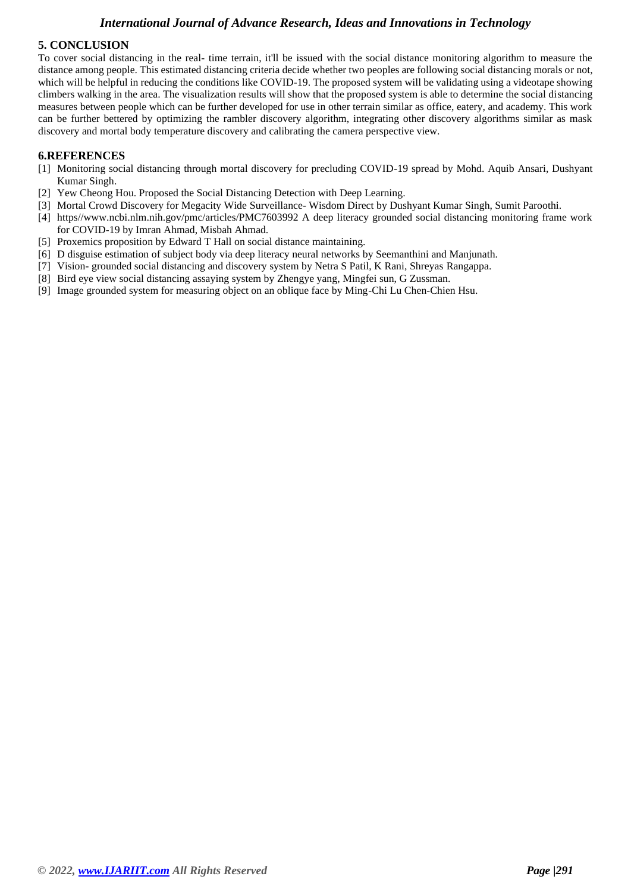## 5. CONCLUSION

To cover social distancing in the real- time terrain, it'll be issued with the social distance monitoring algorithm to measure the distance among people. This estimated distancing criteria decide whether two peoples are following social distancing morals or not, which will be helpful in reducing the conditions like COVID-19. The proposed system will be validating using a videotape showing climbers walking in the area. The visualization results will show that the proposed system is able to determine the social distancing measures between people which can be further developed for use in other terrain similar as office, eatery, and academy. This work can be further bettered by optimizing the rambler discovery algorithm, integrating other discovery algorithms similar as mask discovery and mortal body temperature discovery and calibrating the camera perspective view.

## 6.REFERENCES

[1] Monitoring social distancing through mortal discovery for precluding COVID-19 spread by Mohd. Aquib Ansari, Dushyant Kumar Singh.
[2] Yew Cheong Hou. Proposed the Social Distancing Detection with Deep Learning.
[3] Mortal Crowd Discovery for Megacity Wide Surveillance- Wisdom Direct by Dushyant Kumar Singh, Sumit Paroothi.
[4] https//www.ncbi.nlm.nih.gov/pmc/articles/PMC7603992 A deep literacy grounded social distancing monitoring frame work for COVID-19 by Imran Ahmad, Misbah Ahmad.
[5] Proxemics proposition by Edward T Hall on social distance maintaining.
[6] D disguise estimation of subject body via deep literacy neural networks by Seemanthini and Manjunath.
[7] Vision- grounded social distancing and discovery system by Netra S Patil, K Rani, Shreyas Rangappa.
[8] Bird eye view social distancing assaying system by Zhengye yang, Mingfei sun, G Zussman.
[9] Image grounded system for measuring object on an oblique face by Ming-Chi Lu Chen-Chien Hsu.